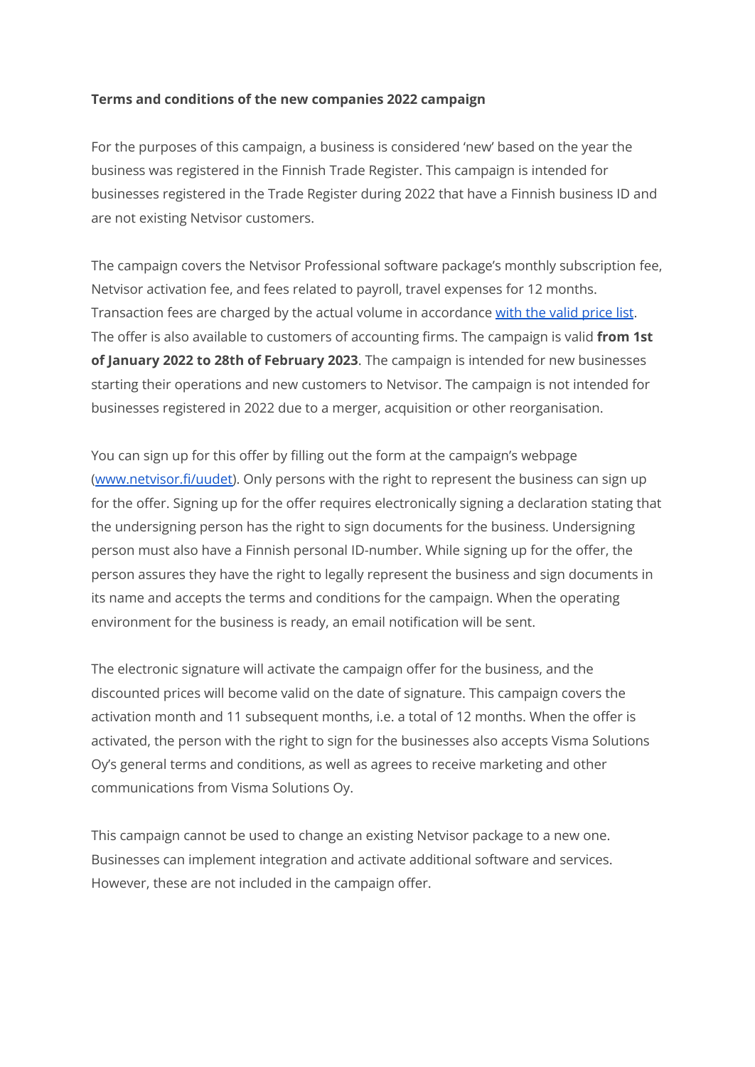**Terms and conditions of the new companies 2022 campaign**

For the purposes of this campaign, a business is considered 'new' based on the year the business was registered in the Finnish Trade Register. This campaign is intended for businesses registered in the Trade Register during 2022 that have a Finnish business ID and are not existing Netvisor customers.

The campaign covers the Netvisor Professional software package's monthly subscription fee, Netvisor activation fee, and fees related to payroll, travel expenses for 12 months. Transaction fees are charged by the actual volume in accordance with the valid price list. The offer is also available to customers of accounting firms. The campaign is valid **from 1st of January 2022 to 28th of February 2023**. The campaign is intended for new businesses starting their operations and new customers to Netvisor. The campaign is not intended for businesses registered in 2022 due to a merger, acquisition or other reorganisation.

You can sign up for this offer by filling out the form at the campaign's webpage (www.netvisor.fi/uudet). Only persons with the right to represent the business can sign up for the offer. Signing up for the offer requires electronically signing a declaration stating that the undersigning person has the right to sign documents for the business. Undersigning person must also have a Finnish personal ID-number. While signing up for the offer, the person assures they have the right to legally represent the business and sign documents in its name and accepts the terms and conditions for the campaign. When the operating environment for the business is ready, an email notification will be sent.

The electronic signature will activate the campaign offer for the business, and the discounted prices will become valid on the date of signature. This campaign covers the activation month and 11 subsequent months, i.e. a total of 12 months. When the offer is activated, the person with the right to sign for the businesses also accepts Visma Solutions Oy's general terms and conditions, as well as agrees to receive marketing and other communications from Visma Solutions Oy.

This campaign cannot be used to change an existing Netvisor package to a new one. Businesses can implement integration and activate additional software and services. However, these are not included in the campaign offer.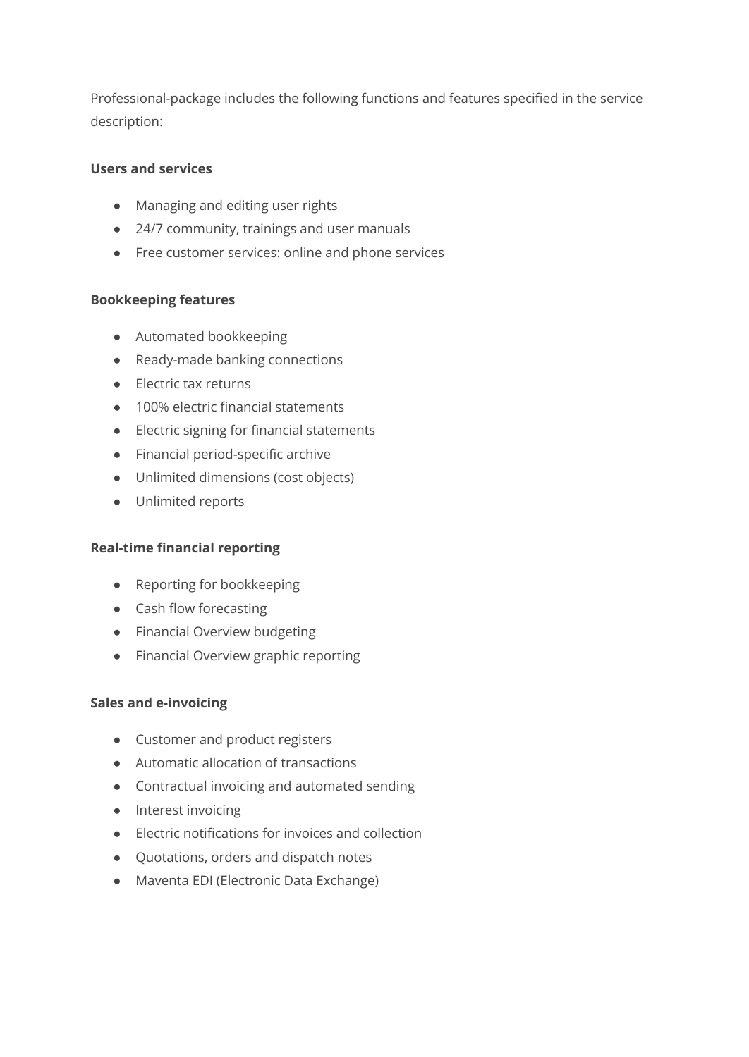Professional-package includes the following functions and features specified in the service description:

**Users and services**

- Managing and editing user rights
- 24/7 community, trainings and user manuals
- Free customer services: online and phone services

**Bookkeeping features**

- Automated bookkeeping
- Ready-made banking connections
- Electric tax returns
- 100% electric financial statements
- Electric signing for financial statements
- Financial period-specific archive
- Unlimited dimensions (cost objects)
- Unlimited reports

**Real-time financial reporting**

- Reporting for bookkeeping
- Cash flow forecasting
- Financial Overview budgeting
- Financial Overview graphic reporting

**Sales and e-invoicing**

- Customer and product registers
- Automatic allocation of transactions
- Contractual invoicing and automated sending
- Interest invoicing
- Electric notifications for invoices and collection
- Quotations, orders and dispatch notes
- Maventa EDI (Electronic Data Exchange)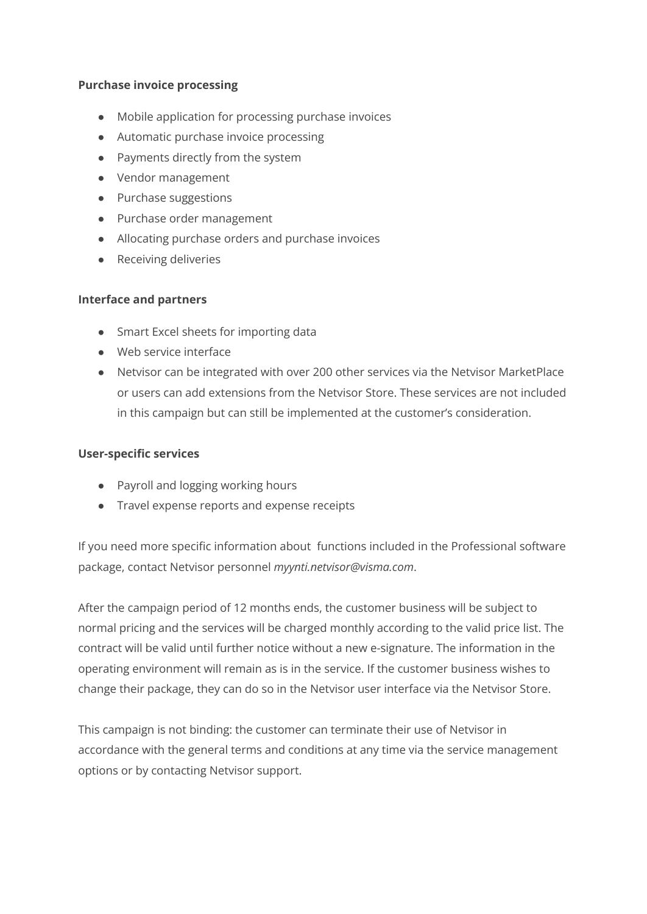**Purchase invoice processing**

- Mobile application for processing purchase invoices
- Automatic purchase invoice processing
- Payments directly from the system
- Vendor management
- Purchase suggestions
- Purchase order management
- Allocating purchase orders and purchase invoices
- Receiving deliveries

**Interface and partners**

- Smart Excel sheets for importing data
- Web service interface
- Netvisor can be integrated with over 200 other services via the Netvisor MarketPlace or users can add extensions from the Netvisor Store. These services are not included in this campaign but can still be implemented at the customer's consideration.

**User-specific services**

- Payroll and logging working hours
- Travel expense reports and expense receipts

If you need more specific information about functions included in the Professional software package, contact Netvisor personnel *myynti.netvisor@visma.com*.

After the campaign period of 12 months ends, the customer business will be subject to normal pricing and the services will be charged monthly according to the valid price list. The contract will be valid until further notice without a new e-signature. The information in the operating environment will remain as is in the service. If the customer business wishes to change their package, they can do so in the Netvisor user interface via the Netvisor Store.

This campaign is not binding: the customer can terminate their use of Netvisor in accordance with the general terms and conditions at any time via the service management options or by contacting Netvisor support.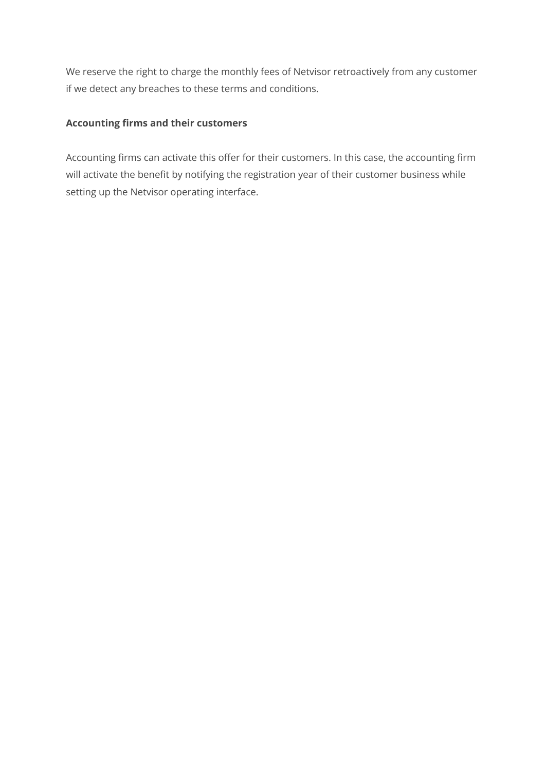We reserve the right to charge the monthly fees of Netvisor retroactively from any customer if we detect any breaches to these terms and conditions.

**Accounting firms and their customers**

Accounting firms can activate this offer for their customers. In this case, the accounting firm will activate the benefit by notifying the registration year of their customer business while setting up the Netvisor operating interface.